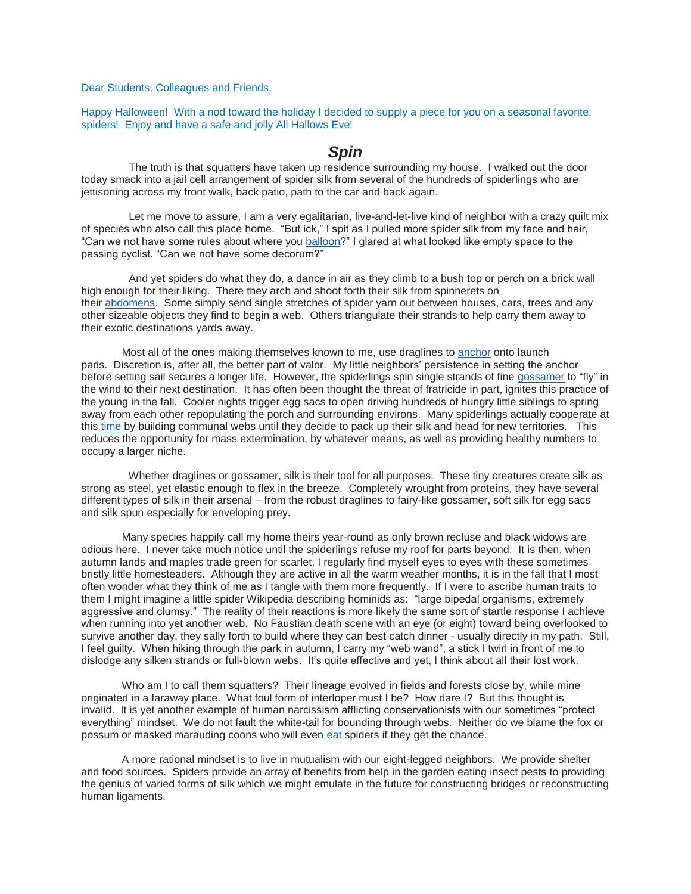Dear Students, Colleagues and Friends,

Happy Halloween! With a nod toward the holiday I decided to supply a piece for you on a seasonal favorite: spiders! Enjoy and have a safe and jolly All Hallows Eve!

## *Spin*

The truth is that squatters have taken up residence surrounding my house. I walked out the door today smack into a jail cell arrangement of spider silk from several of the hundreds of spiderlings who are jettisoning across my front walk, back patio, path to the car and back again.

Let me move to assure, I am a very egalitarian, live-and-let-live kind of neighbor with a crazy quilt mix of species who also call this place home. "But ick," I spit as I pulled more spider silk from my face and hair, "Can we not have some rules about where you balloon?" I glared at what looked like empty space to the passing cyclist. "Can we not have some decorum?"

And yet spiders do what they do, a dance in air as they climb to a bush top or perch on a brick wall high enough for their liking. There they arch and shoot forth their silk from spinnerets on their abdomens. Some simply send single stretches of spider yarn out between houses, cars, trees and any other sizeable objects they find to begin a web. Others triangulate their strands to help carry them away to their exotic destinations yards away.

Most all of the ones making themselves known to me, use draglines to anchor onto launch pads. Discretion is, after all, the better part of valor. My little neighbors' persistence in setting the anchor before setting sail secures a longer life. However, the spiderlings spin single strands of fine gossamer to "fly" in the wind to their next destination. It has often been thought the threat of fratricide in part, ignites this practice of the young in the fall. Cooler nights trigger egg sacs to open driving hundreds of hungry little siblings to spring away from each other repopulating the porch and surrounding environs. Many spiderlings actually cooperate at this time by building communal webs until they decide to pack up their silk and head for new territories. This reduces the opportunity for mass extermination, by whatever means, as well as providing healthy numbers to occupy a larger niche.

Whether draglines or gossamer, silk is their tool for all purposes. These tiny creatures create silk as strong as steel, yet elastic enough to flex in the breeze. Completely wrought from proteins, they have several different types of silk in their arsenal – from the robust draglines to fairy-like gossamer, soft silk for egg sacs and silk spun especially for enveloping prey.

Many species happily call my home theirs year-round as only brown recluse and black widows are odious here. I never take much notice until the spiderlings refuse my roof for parts beyond. It is then, when autumn lands and maples trade green for scarlet, I regularly find myself eyes to eyes with these sometimes bristly little homesteaders. Although they are active in all the warm weather months, it is in the fall that I most often wonder what they think of me as I tangle with them more frequently. If I were to ascribe human traits to them I might imagine a little spider Wikipedia describing hominids as: "large bipedal organisms, extremely aggressive and clumsy." The reality of their reactions is more likely the same sort of startle response I achieve when running into yet another web. No Faustian death scene with an eye (or eight) toward being overlooked to survive another day, they sally forth to build where they can best catch dinner - usually directly in my path. Still, I feel guilty. When hiking through the park in autumn, I carry my "web wand", a stick I twirl in front of me to dislodge any silken strands or full-blown webs. It's quite effective and yet, I think about all their lost work.

Who am I to call them squatters? Their lineage evolved in fields and forests close by, while mine originated in a faraway place. What foul form of interloper must I be? How dare I? But this thought is invalid. It is yet another example of human narcissism afflicting conservationists with our sometimes "protect everything" mindset. We do not fault the white-tail for bounding through webs. Neither do we blame the fox or possum or masked marauding coons who will even eat spiders if they get the chance.

A more rational mindset is to live in mutualism with our eight-legged neighbors. We provide shelter and food sources. Spiders provide an array of benefits from help in the garden eating insect pests to providing the genius of varied forms of silk which we might emulate in the future for constructing bridges or reconstructing human ligaments.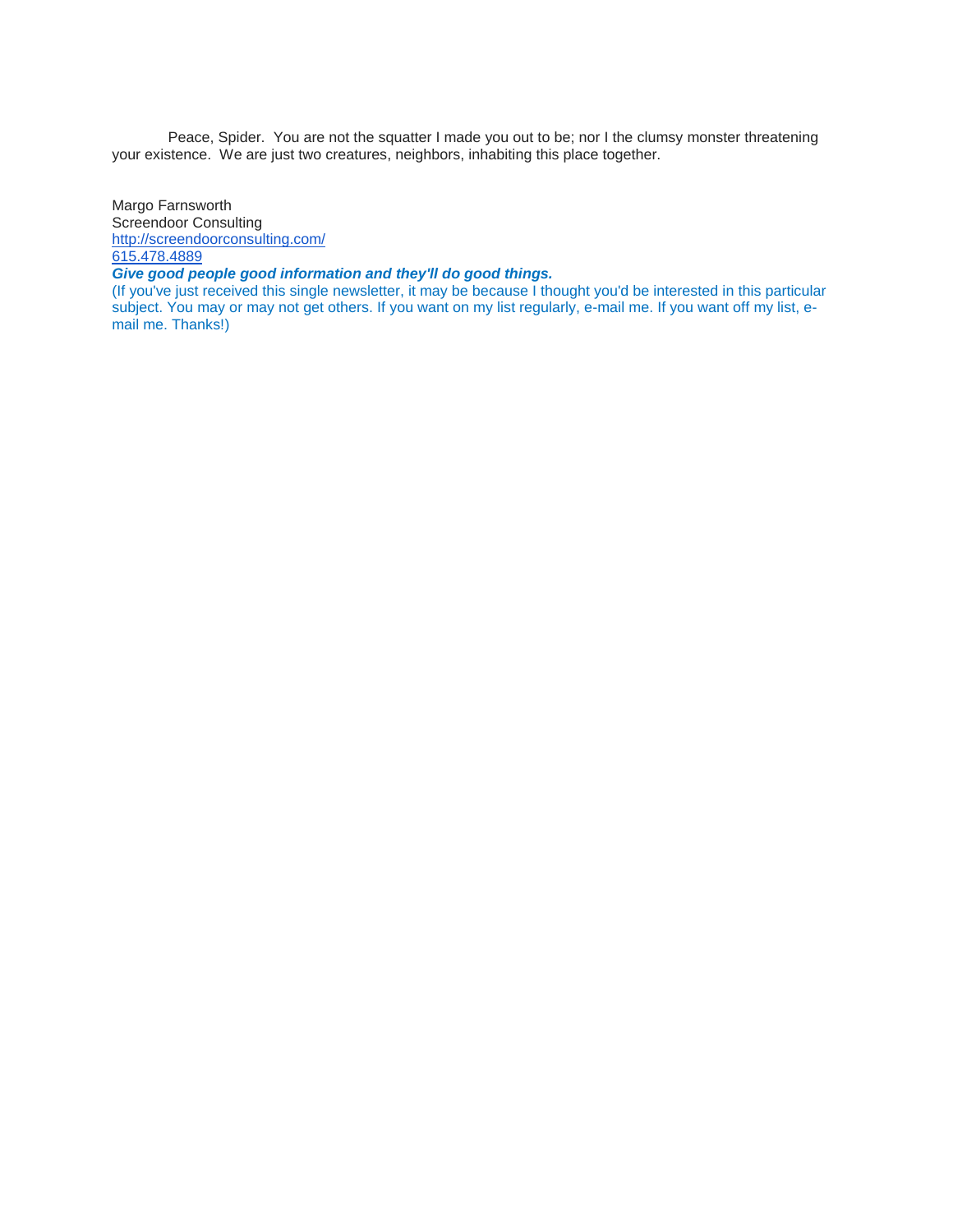Peace, Spider. You are not the squatter I made you out to be; nor I the clumsy monster threatening your existence. We are just two creatures, neighbors, inhabiting this place together.

Margo Farnsworth  
Screendoor Consulting  
[http://screendoorconsulting.com/](http://screendoorconsulting.com/)  
615.478.4889  
***Give good people good information and they'll do good things.***  
(If you've just received this single newsletter, it may be because I thought you'd be interested in this particular subject. You may or may not get others. If you want on my list regularly, e-mail me. If you want off my list, e-mail me. Thanks!)